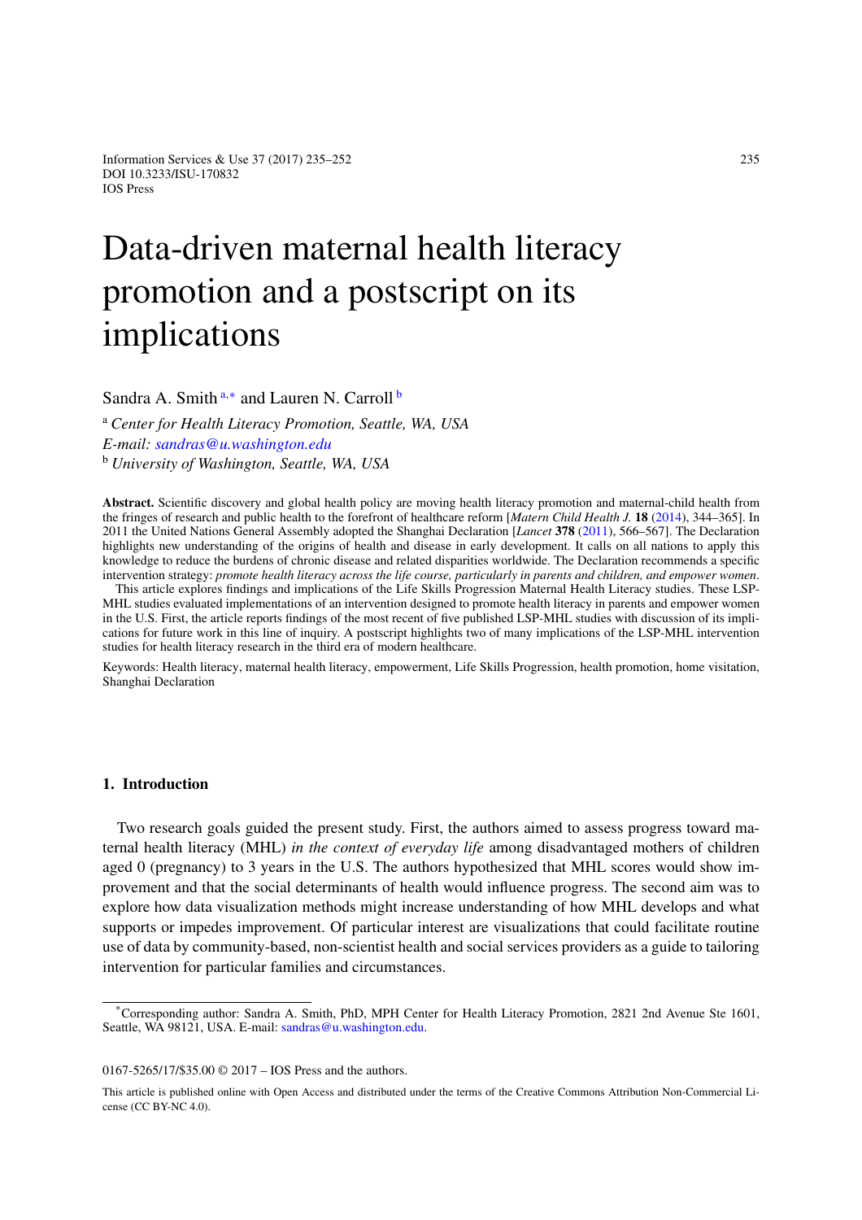# Data-driven maternal health literacy promotion and a postscript on its implications

Sandra A. Smith [a,*] and Lauren N. Carroll [b]

[a] *Center for Health Literacy Promotion, Seattle, WA, USA*
*E-mail: sandras@u.washington.edu*
[b] *University of Washington, Seattle, WA, USA*

**Abstract.** Scientific discovery and global health policy are moving health literacy promotion and maternal-child health from the fringes of research and public health to the forefront of healthcare reform [*Matern Child Health J.* **18** (2014), 344–365]. In 2011 the United Nations General Assembly adopted the Shanghai Declaration [*Lancet* **378** (2011), 566–567]. The Declaration highlights new understanding of the origins of health and disease in early development. It calls on all nations to apply this knowledge to reduce the burdens of chronic disease and related disparities worldwide. The Declaration recommends a specific intervention strategy: *promote health literacy across the life course, particularly in parents and children, and empower women*.

This article explores findings and implications of the Life Skills Progression Maternal Health Literacy studies. These LSP-MHL studies evaluated implementations of an intervention designed to promote health literacy in parents and empower women in the U.S. First, the article reports findings of the most recent of five published LSP-MHL studies with discussion of its implications for future work in this line of inquiry. A postscript highlights two of many implications of the LSP-MHL intervention studies for health literacy research in the third era of modern healthcare.

Keywords: Health literacy, maternal health literacy, empowerment, Life Skills Progression, health promotion, home visitation, Shanghai Declaration

## 1. Introduction

Two research goals guided the present study. First, the authors aimed to assess progress toward maternal health literacy (MHL) *in the context of everyday life* among disadvantaged mothers of children aged 0 (pregnancy) to 3 years in the U.S. The authors hypothesized that MHL scores would show improvement and that the social determinants of health would influence progress. The second aim was to explore how data visualization methods might increase understanding of how MHL develops and what supports or impedes improvement. Of particular interest are visualizations that could facilitate routine use of data by community-based, non-scientist health and social services providers as a guide to tailoring intervention for particular families and circumstances.

---

*Corresponding author: Sandra A. Smith, PhD, MPH Center for Health Literacy Promotion, 2821 2nd Avenue Ste 1601, Seattle, WA 98121, USA. E-mail: sandras@u.washington.edu.

0167-5265/17/$35.00 © 2017 – IOS Press and the authors.

This article is published online with Open Access and distributed under the terms of the Creative Commons Attribution Non-Commercial License (CC BY-NC 4.0).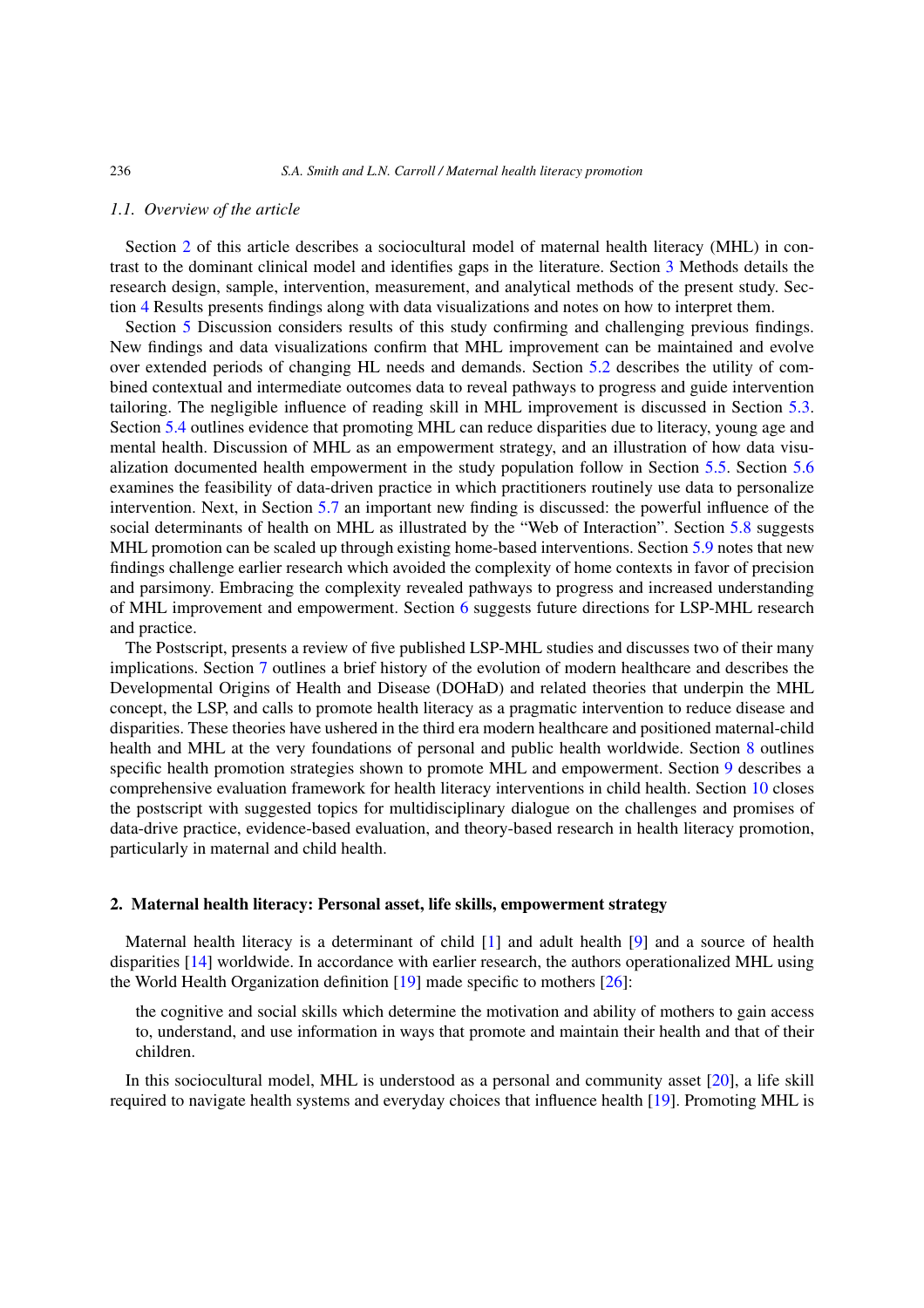### 1.1. Overview of the article

Section 2 of this article describes a sociocultural model of maternal health literacy (MHL) in contrast to the dominant clinical model and identifies gaps in the literature. Section 3 Methods details the research design, sample, intervention, measurement, and analytical methods of the present study. Section 4 Results presents findings along with data visualizations and notes on how to interpret them.

Section 5 Discussion considers results of this study confirming and challenging previous findings. New findings and data visualizations confirm that MHL improvement can be maintained and evolve over extended periods of changing HL needs and demands. Section 5.2 describes the utility of combined contextual and intermediate outcomes data to reveal pathways to progress and guide intervention tailoring. The negligible influence of reading skill in MHL improvement is discussed in Section 5.3. Section 5.4 outlines evidence that promoting MHL can reduce disparities due to literacy, young age and mental health. Discussion of MHL as an empowerment strategy, and an illustration of how data visualization documented health empowerment in the study population follow in Section 5.5. Section 5.6 examines the feasibility of data-driven practice in which practitioners routinely use data to personalize intervention. Next, in Section 5.7 an important new finding is discussed: the powerful influence of the social determinants of health on MHL as illustrated by the "Web of Interaction". Section 5.8 suggests MHL promotion can be scaled up through existing home-based interventions. Section 5.9 notes that new findings challenge earlier research which avoided the complexity of home contexts in favor of precision and parsimony. Embracing the complexity revealed pathways to progress and increased understanding of MHL improvement and empowerment. Section 6 suggests future directions for LSP-MHL research and practice.

The Postscript, presents a review of five published LSP-MHL studies and discusses two of their many implications. Section 7 outlines a brief history of the evolution of modern healthcare and describes the Developmental Origins of Health and Disease (DOHaD) and related theories that underpin the MHL concept, the LSP, and calls to promote health literacy as a pragmatic intervention to reduce disease and disparities. These theories have ushered in the third era modern healthcare and positioned maternal-child health and MHL at the very foundations of personal and public health worldwide. Section 8 outlines specific health promotion strategies shown to promote MHL and empowerment. Section 9 describes a comprehensive evaluation framework for health literacy interventions in child health. Section 10 closes the postscript with suggested topics for multidisciplinary dialogue on the challenges and promises of data-drive practice, evidence-based evaluation, and theory-based research in health literacy promotion, particularly in maternal and child health.

## 2. Maternal health literacy: Personal asset, life skills, empowerment strategy

Maternal health literacy is a determinant of child [1] and adult health [9] and a source of health disparities [14] worldwide. In accordance with earlier research, the authors operationalized MHL using the World Health Organization definition [19] made specific to mothers [26]:

> the cognitive and social skills which determine the motivation and ability of mothers to gain access to, understand, and use information in ways that promote and maintain their health and that of their children.

In this sociocultural model, MHL is understood as a personal and community asset [20], a life skill required to navigate health systems and everyday choices that influence health [19]. Promoting MHL is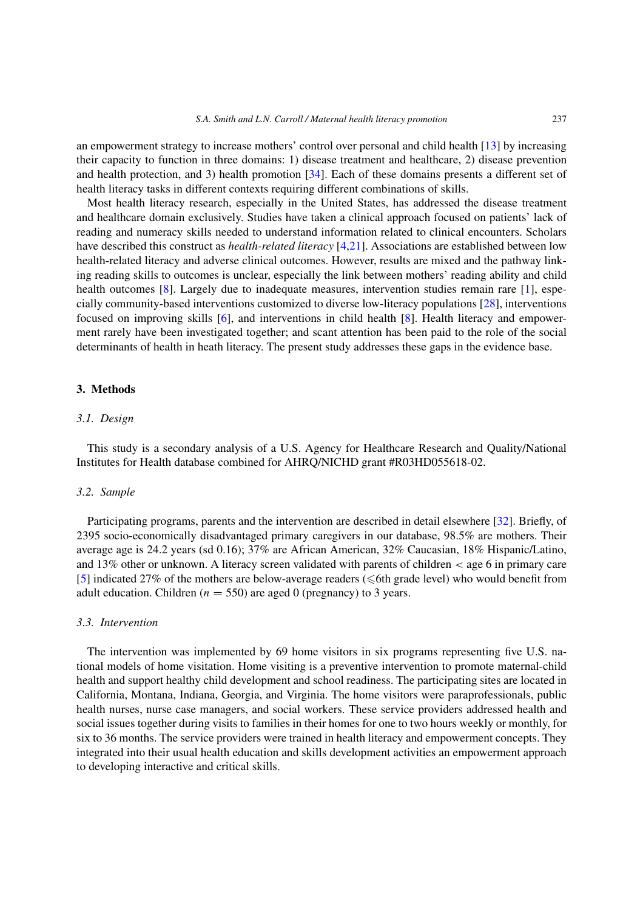an empowerment strategy to increase mothers' control over personal and child health [13] by increasing their capacity to function in three domains: 1) disease treatment and healthcare, 2) disease prevention and health protection, and 3) health promotion [34]. Each of these domains presents a different set of health literacy tasks in different contexts requiring different combinations of skills.

Most health literacy research, especially in the United States, has addressed the disease treatment and healthcare domain exclusively. Studies have taken a clinical approach focused on patients' lack of reading and numeracy skills needed to understand information related to clinical encounters. Scholars have described this construct as *health-related literacy* [4,21]. Associations are established between low health-related literacy and adverse clinical outcomes. However, results are mixed and the pathway linking reading skills to outcomes is unclear, especially the link between mothers' reading ability and child health outcomes [8]. Largely due to inadequate measures, intervention studies remain rare [1], especially community-based interventions customized to diverse low-literacy populations [28], interventions focused on improving skills [6], and interventions in child health [8]. Health literacy and empowerment rarely have been investigated together; and scant attention has been paid to the role of the social determinants of health in heath literacy. The present study addresses these gaps in the evidence base.

## 3. Methods

### *3.1. Design*

This study is a secondary analysis of a U.S. Agency for Healthcare Research and Quality/National Institutes for Health database combined for AHRQ/NICHD grant #R03HD055618-02.

### *3.2. Sample*

Participating programs, parents and the intervention are described in detail elsewhere [32]. Briefly, of 2395 socio-economically disadvantaged primary caregivers in our database, 98.5% are mothers. Their average age is 24.2 years (sd 0.16); 37% are African American, 32% Caucasian, 18% Hispanic/Latino, and 13% other or unknown. A literacy screen validated with parents of children $<$ age 6 in primary care [5] indicated 27% of the mothers are below-average readers ($\leqslant$6th grade level) who would benefit from adult education. Children ($n = 550$) are aged 0 (pregnancy) to 3 years.

### *3.3. Intervention*

The intervention was implemented by 69 home visitors in six programs representing five U.S. national models of home visitation. Home visiting is a preventive intervention to promote maternal-child health and support healthy child development and school readiness. The participating sites are located in California, Montana, Indiana, Georgia, and Virginia. The home visitors were paraprofessionals, public health nurses, nurse case managers, and social workers. These service providers addressed health and social issues together during visits to families in their homes for one to two hours weekly or monthly, for six to 36 months. The service providers were trained in health literacy and empowerment concepts. They integrated into their usual health education and skills development activities an empowerment approach to developing interactive and critical skills.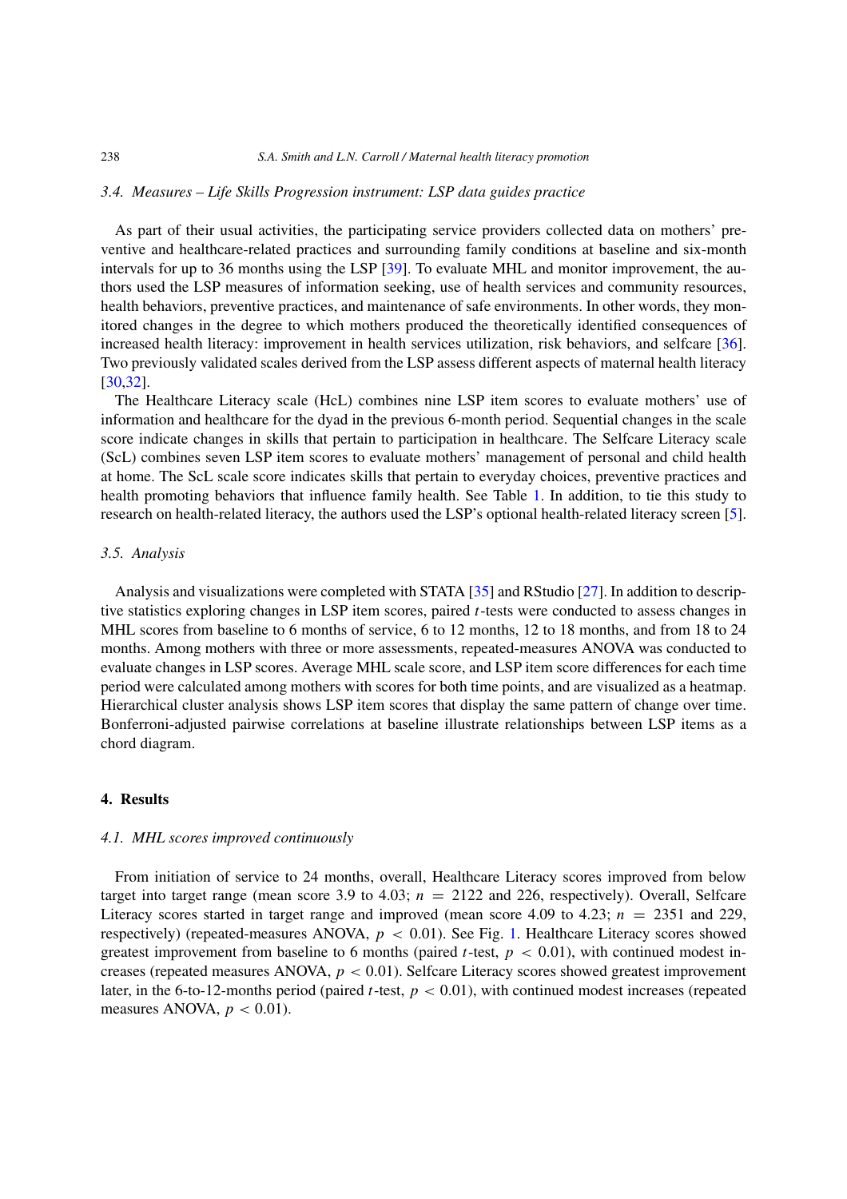### 3.4. *Measures – Life Skills Progression instrument: LSP data guides practice*

As part of their usual activities, the participating service providers collected data on mothers' preventive and healthcare-related practices and surrounding family conditions at baseline and six-month intervals for up to 36 months using the LSP [39]. To evaluate MHL and monitor improvement, the authors used the LSP measures of information seeking, use of health services and community resources, health behaviors, preventive practices, and maintenance of safe environments. In other words, they monitored changes in the degree to which mothers produced the theoretically identified consequences of increased health literacy: improvement in health services utilization, risk behaviors, and selfcare [36]. Two previously validated scales derived from the LSP assess different aspects of maternal health literacy [30,32].

The Healthcare Literacy scale (HcL) combines nine LSP item scores to evaluate mothers' use of information and healthcare for the dyad in the previous 6-month period. Sequential changes in the scale score indicate changes in skills that pertain to participation in healthcare. The Selfcare Literacy scale (ScL) combines seven LSP item scores to evaluate mothers' management of personal and child health at home. The ScL scale score indicates skills that pertain to everyday choices, preventive practices and health promoting behaviors that influence family health. See Table 1. In addition, to tie this study to research on health-related literacy, the authors used the LSP's optional health-related literacy screen [5].

### 3.5. *Analysis*

Analysis and visualizations were completed with STATA [35] and RStudio [27]. In addition to descriptive statistics exploring changes in LSP item scores, paired $t$-tests were conducted to assess changes in MHL scores from baseline to 6 months of service, 6 to 12 months, 12 to 18 months, and from 18 to 24 months. Among mothers with three or more assessments, repeated-measures ANOVA was conducted to evaluate changes in LSP scores. Average MHL scale score, and LSP item score differences for each time period were calculated among mothers with scores for both time points, and are visualized as a heatmap. Hierarchical cluster analysis shows LSP item scores that display the same pattern of change over time. Bonferroni-adjusted pairwise correlations at baseline illustrate relationships between LSP items as a chord diagram.

## 4. Results

### 4.1. *MHL scores improved continuously*

From initiation of service to 24 months, overall, Healthcare Literacy scores improved from below target into target range (mean score 3.9 to 4.03; $n = 2122$ and 226, respectively). Overall, Selfcare Literacy scores started in target range and improved (mean score 4.09 to 4.23; $n = 2351$ and 229, respectively) (repeated-measures ANOVA, $p < 0.01$). See Fig. 1. Healthcare Literacy scores showed greatest improvement from baseline to 6 months (paired $t$-test, $p < 0.01$), with continued modest increases (repeated measures ANOVA, $p < 0.01$). Selfcare Literacy scores showed greatest improvement later, in the 6-to-12-months period (paired $t$-test, $p < 0.01$), with continued modest increases (repeated measures ANOVA, $p < 0.01$).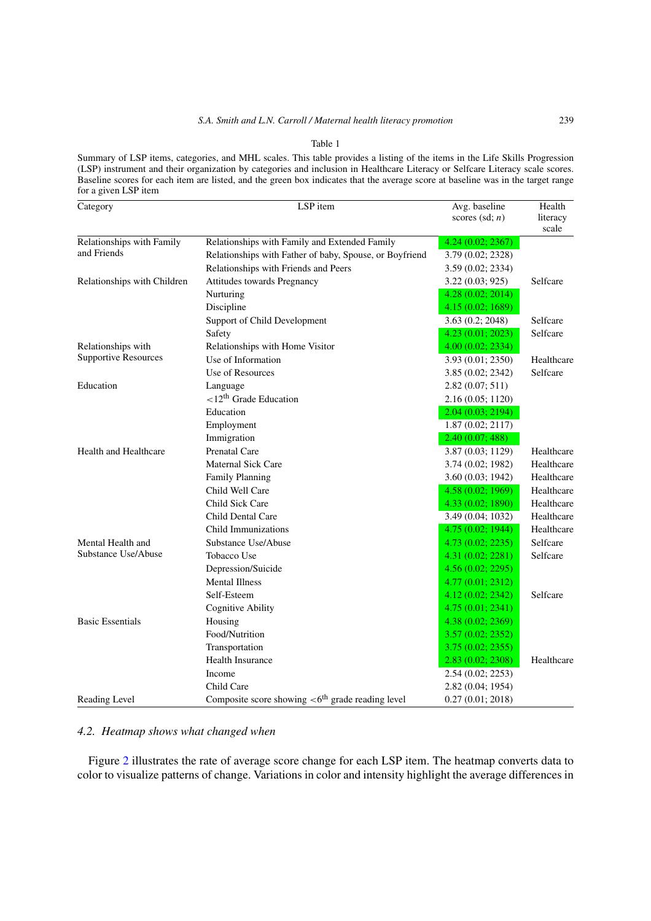Table 1

Summary of LSP items, categories, and MHL scales. This table provides a listing of the items in the Life Skills Progression (LSP) instrument and their organization by categories and inclusion in Healthcare Literacy or Selfcare Literacy scale scores. Baseline scores for each item are listed, and the green box indicates that the average score at baseline was in the target range for a given LSP item

| Category | LSP item | Avg. baseline scores (sd; *n*) | Health literacy scale |
|---|---|---|---|
| Relationships with Family and Friends | Relationships with Family and Extended Family | 4.24 (0.02; 2367) | |
| | Relationships with Father of baby, Spouse, or Boyfriend | 3.79 (0.02; 2328) | |
| | Relationships with Friends and Peers | 3.59 (0.02; 2334) | |
| Relationships with Children | Attitudes towards Pregnancy | 3.22 (0.03; 925) | Selfcare |
| | Nurturing | 4.28 (0.02; 2014) | |
| | Discipline | 4.15 (0.02; 1689) | |
| | Support of Child Development | 3.63 (0.2; 2048) | Selfcare |
| | Safety | 4.23 (0.01; 2023) | Selfcare |
| Relationships with Supportive Resources | Relationships with Home Visitor | 4.00 (0.02; 2334) | |
| | Use of Information | 3.93 (0.01; 2350) | Healthcare |
| | Use of Resources | 3.85 (0.02; 2342) | Selfcare |
| Education | Language | 2.82 (0.07; 511) | |
| | <12th Grade Education | 2.16 (0.05; 1120) | |
| | Education | 2.04 (0.03; 2194) | |
| | Employment | 1.87 (0.02; 2117) | |
| | Immigration | 2.40 (0.07; 488) | |
| Health and Healthcare | Prenatal Care | 3.87 (0.03; 1129) | Healthcare |
| | Maternal Sick Care | 3.74 (0.02; 1982) | Healthcare |
| | Family Planning | 3.60 (0.03; 1942) | Healthcare |
| | Child Well Care | 4.58 (0.02; 1969) | Healthcare |
| | Child Sick Care | 4.33 (0.02; 1890) | Healthcare |
| | Child Dental Care | 3.49 (0.04; 1032) | Healthcare |
| | Child Immunizations | 4.75 (0.02; 1944) | Healthcare |
| Mental Health and Substance Use/Abuse | Substance Use/Abuse | 4.73 (0.02; 2235) | Selfcare |
| | Tobacco Use | 4.31 (0.02; 2281) | Selfcare |
| | Depression/Suicide | 4.56 (0.02; 2295) | |
| | Mental Illness | 4.77 (0.01; 2312) | |
| | Self-Esteem | 4.12 (0.02; 2342) | Selfcare |
| | Cognitive Ability | 4.75 (0.01; 2341) | |
| Basic Essentials | Housing | 4.38 (0.02; 2369) | |
| | Food/Nutrition | 3.57 (0.02; 2352) | |
| | Transportation | 3.75 (0.02; 2355) | |
| | Health Insurance | 2.83 (0.02; 2308) | Healthcare |
| | Income | 2.54 (0.02; 2253) | |
| | Child Care | 2.82 (0.04; 1954) | |
| Reading Level | Composite score showing <6th grade reading level | 0.27 (0.01; 2018) | |

### 4.2. *Heatmap shows what changed when*

Figure 2 illustrates the rate of average score change for each LSP item. The heatmap converts data to color to visualize patterns of change. Variations in color and intensity highlight the average differences in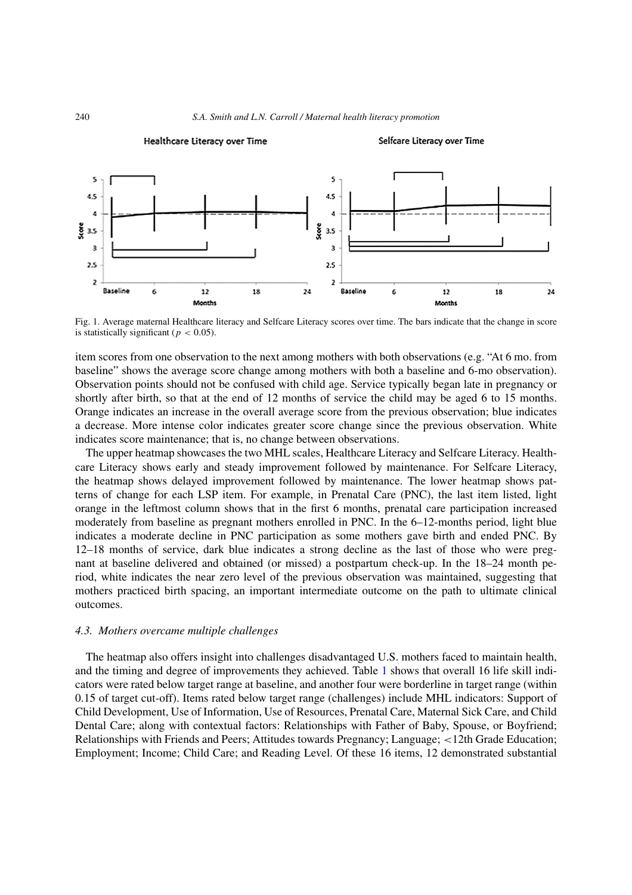Fig. 1. Average maternal Healthcare literacy and Selfcare Literacy scores over time. The bars indicate that the change in score is statistically significant ($p < 0.05$).

item scores from one observation to the next among mothers with both observations (e.g. "At 6 mo. from baseline" shows the average score change among mothers with both a baseline and 6-mo observation). Observation points should not be confused with child age. Service typically began late in pregnancy or shortly after birth, so that at the end of 12 months of service the child may be aged 6 to 15 months. Orange indicates an increase in the overall average score from the previous observation; blue indicates a decrease. More intense color indicates greater score change since the previous observation. White indicates score maintenance; that is, no change between observations.

The upper heatmap showcases the two MHL scales, Healthcare Literacy and Selfcare Literacy. Healthcare Literacy shows early and steady improvement followed by maintenance. For Selfcare Literacy, the heatmap shows delayed improvement followed by maintenance. The lower heatmap shows patterns of change for each LSP item. For example, in Prenatal Care (PNC), the last item listed, light orange in the leftmost column shows that in the first 6 months, prenatal care participation increased moderately from baseline as pregnant mothers enrolled in PNC. In the 6–12-months period, light blue indicates a moderate decline in PNC participation as some mothers gave birth and ended PNC. By 12–18 months of service, dark blue indicates a strong decline as the last of those who were pregnant at baseline delivered and obtained (or missed) a postpartum check-up. In the 18–24 month period, white indicates the near zero level of the previous observation was maintained, suggesting that mothers practiced birth spacing, an important intermediate outcome on the path to ultimate clinical outcomes.

### 4.3. Mothers overcame multiple challenges

The heatmap also offers insight into challenges disadvantaged U.S. mothers faced to maintain health, and the timing and degree of improvements they achieved. Table 1 shows that overall 16 life skill indicators were rated below target range at baseline, and another four were borderline in target range (within 0.15 of target cut-off). Items rated below target range (challenges) include MHL indicators: Support of Child Development, Use of Information, Use of Resources, Prenatal Care, Maternal Sick Care, and Child Dental Care; along with contextual factors: Relationships with Father of Baby, Spouse, or Boyfriend; Relationships with Friends and Peers; Attitudes towards Pregnancy; Language; <12th Grade Education; Employment; Income; Child Care; and Reading Level. Of these 16 items, 12 demonstrated substantial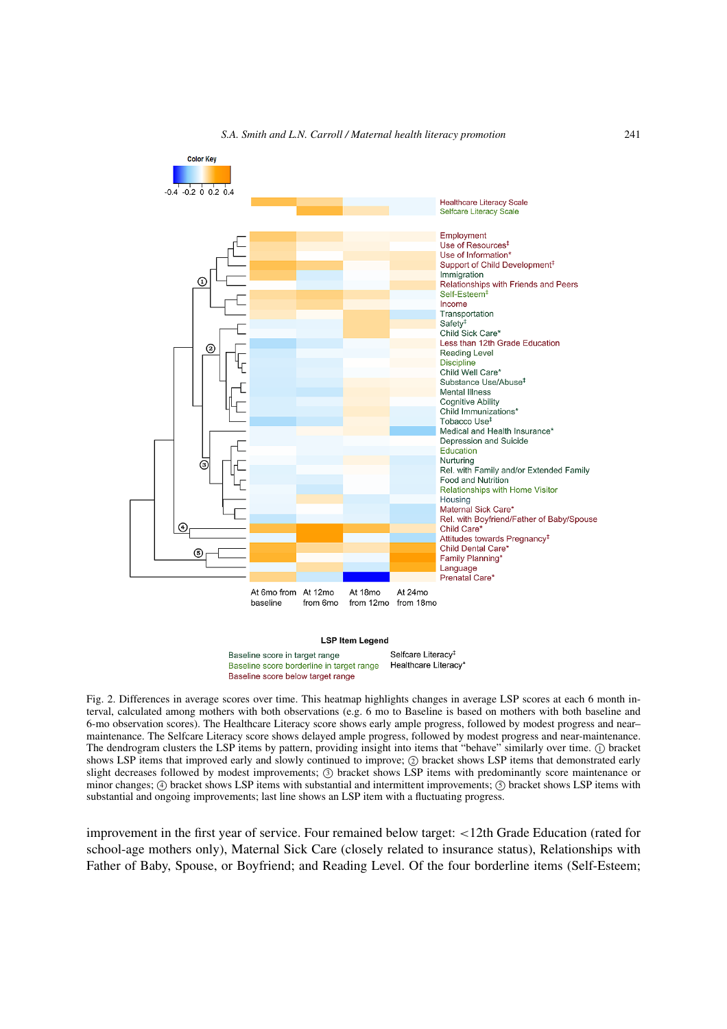Fig. 2. Differences in average scores over time. This heatmap highlights changes in average LSP scores at each 6 month interval, calculated among mothers with both observations (e.g. 6 mo to Baseline is based on mothers with both baseline and 6-mo observation scores). The Healthcare Literacy score shows early ample progress, followed by modest progress and near–maintenance. The Selfcare Literacy score shows delayed ample progress, followed by modest progress and near-maintenance. The dendrogram clusters the LSP items by pattern, providing insight into items that "behave" similarly over time. ① bracket shows LSP items that improved early and slowly continued to improve; ② bracket shows LSP items that demonstrated early slight decreases followed by modest improvements; ③ bracket shows LSP items with predominantly score maintenance or minor changes; ④ bracket shows LSP items with substantial and intermittent improvements; ⑤ bracket shows LSP items with substantial and ongoing improvements; last line shows an LSP item with a fluctuating progress.

improvement in the first year of service. Four remained below target: <12th Grade Education (rated for school-age mothers only), Maternal Sick Care (closely related to insurance status), Relationships with Father of Baby, Spouse, or Boyfriend; and Reading Level. Of the four borderline items (Self-Esteem;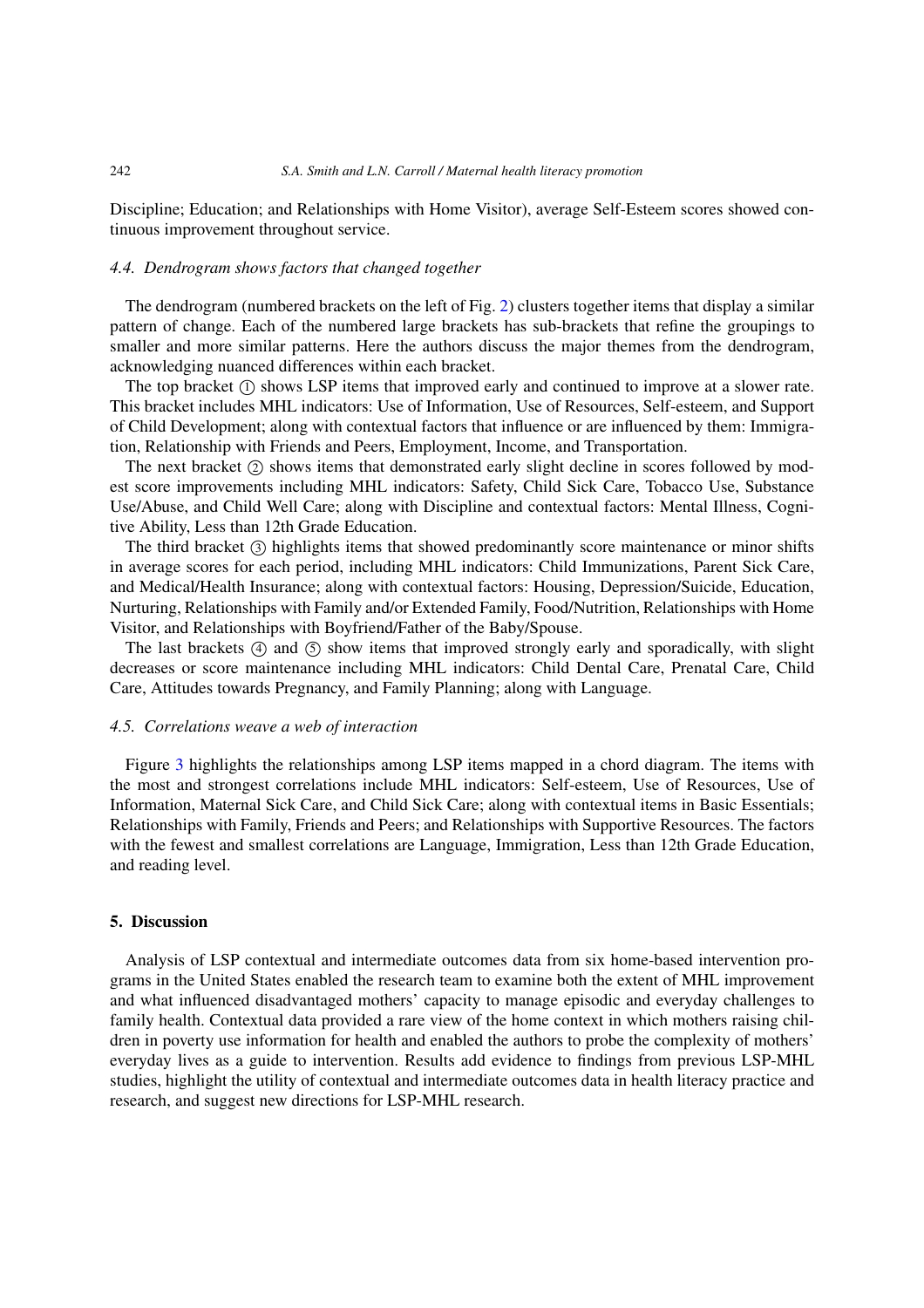Discipline; Education; and Relationships with Home Visitor), average Self-Esteem scores showed continuous improvement throughout service.

### 4.4. *Dendrogram shows factors that changed together*

The dendrogram (numbered brackets on the left of Fig. 2) clusters together items that display a similar pattern of change. Each of the numbered large brackets has sub-brackets that refine the groupings to smaller and more similar patterns. Here the authors discuss the major themes from the dendrogram, acknowledging nuanced differences within each bracket.

The top bracket ① shows LSP items that improved early and continued to improve at a slower rate. This bracket includes MHL indicators: Use of Information, Use of Resources, Self-esteem, and Support of Child Development; along with contextual factors that influence or are influenced by them: Immigration, Relationship with Friends and Peers, Employment, Income, and Transportation.

The next bracket ② shows items that demonstrated early slight decline in scores followed by modest score improvements including MHL indicators: Safety, Child Sick Care, Tobacco Use, Substance Use/Abuse, and Child Well Care; along with Discipline and contextual factors: Mental Illness, Cognitive Ability, Less than 12th Grade Education.

The third bracket ③ highlights items that showed predominantly score maintenance or minor shifts in average scores for each period, including MHL indicators: Child Immunizations, Parent Sick Care, and Medical/Health Insurance; along with contextual factors: Housing, Depression/Suicide, Education, Nurturing, Relationships with Family and/or Extended Family, Food/Nutrition, Relationships with Home Visitor, and Relationships with Boyfriend/Father of the Baby/Spouse.

The last brackets ④ and ⑤ show items that improved strongly early and sporadically, with slight decreases or score maintenance including MHL indicators: Child Dental Care, Prenatal Care, Child Care, Attitudes towards Pregnancy, and Family Planning; along with Language.

### 4.5. *Correlations weave a web of interaction*

Figure 3 highlights the relationships among LSP items mapped in a chord diagram. The items with the most and strongest correlations include MHL indicators: Self-esteem, Use of Resources, Use of Information, Maternal Sick Care, and Child Sick Care; along with contextual items in Basic Essentials; Relationships with Family, Friends and Peers; and Relationships with Supportive Resources. The factors with the fewest and smallest correlations are Language, Immigration, Less than 12th Grade Education, and reading level.

## 5. Discussion

Analysis of LSP contextual and intermediate outcomes data from six home-based intervention programs in the United States enabled the research team to examine both the extent of MHL improvement and what influenced disadvantaged mothers' capacity to manage episodic and everyday challenges to family health. Contextual data provided a rare view of the home context in which mothers raising children in poverty use information for health and enabled the authors to probe the complexity of mothers' everyday lives as a guide to intervention. Results add evidence to findings from previous LSP-MHL studies, highlight the utility of contextual and intermediate outcomes data in health literacy practice and research, and suggest new directions for LSP-MHL research.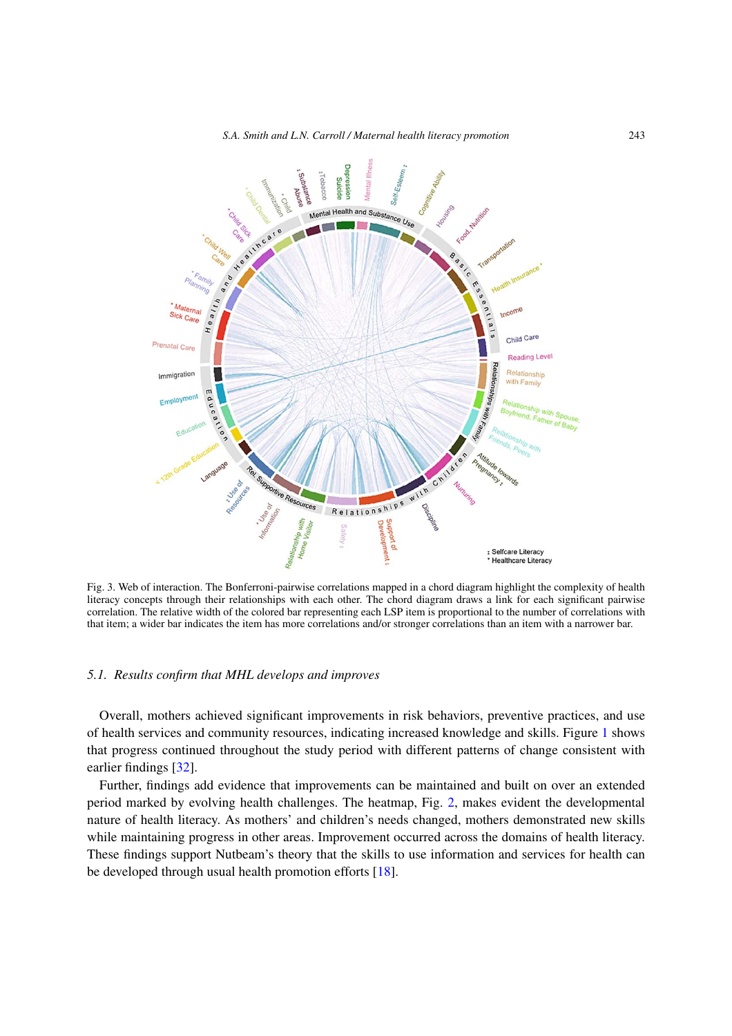Fig. 3. Web of interaction. The Bonferroni-pairwise correlations mapped in a chord diagram highlight the complexity of health literacy concepts through their relationships with each other. The chord diagram draws a link for each significant pairwise correlation. The relative width of the colored bar representing each LSP item is proportional to the number of correlations with that item; a wider bar indicates the item has more correlations and/or stronger correlations than an item with a narrower bar.

### 5.1. *Results confirm that MHL develops and improves*

Overall, mothers achieved significant improvements in risk behaviors, preventive practices, and use of health services and community resources, indicating increased knowledge and skills. Figure 1 shows that progress continued throughout the study period with different patterns of change consistent with earlier findings [32].

Further, findings add evidence that improvements can be maintained and built on over an extended period marked by evolving health challenges. The heatmap, Fig. 2, makes evident the developmental nature of health literacy. As mothers' and children's needs changed, mothers demonstrated new skills while maintaining progress in other areas. Improvement occurred across the domains of health literacy. These findings support Nutbeam's theory that the skills to use information and services for health can be developed through usual health promotion efforts [18].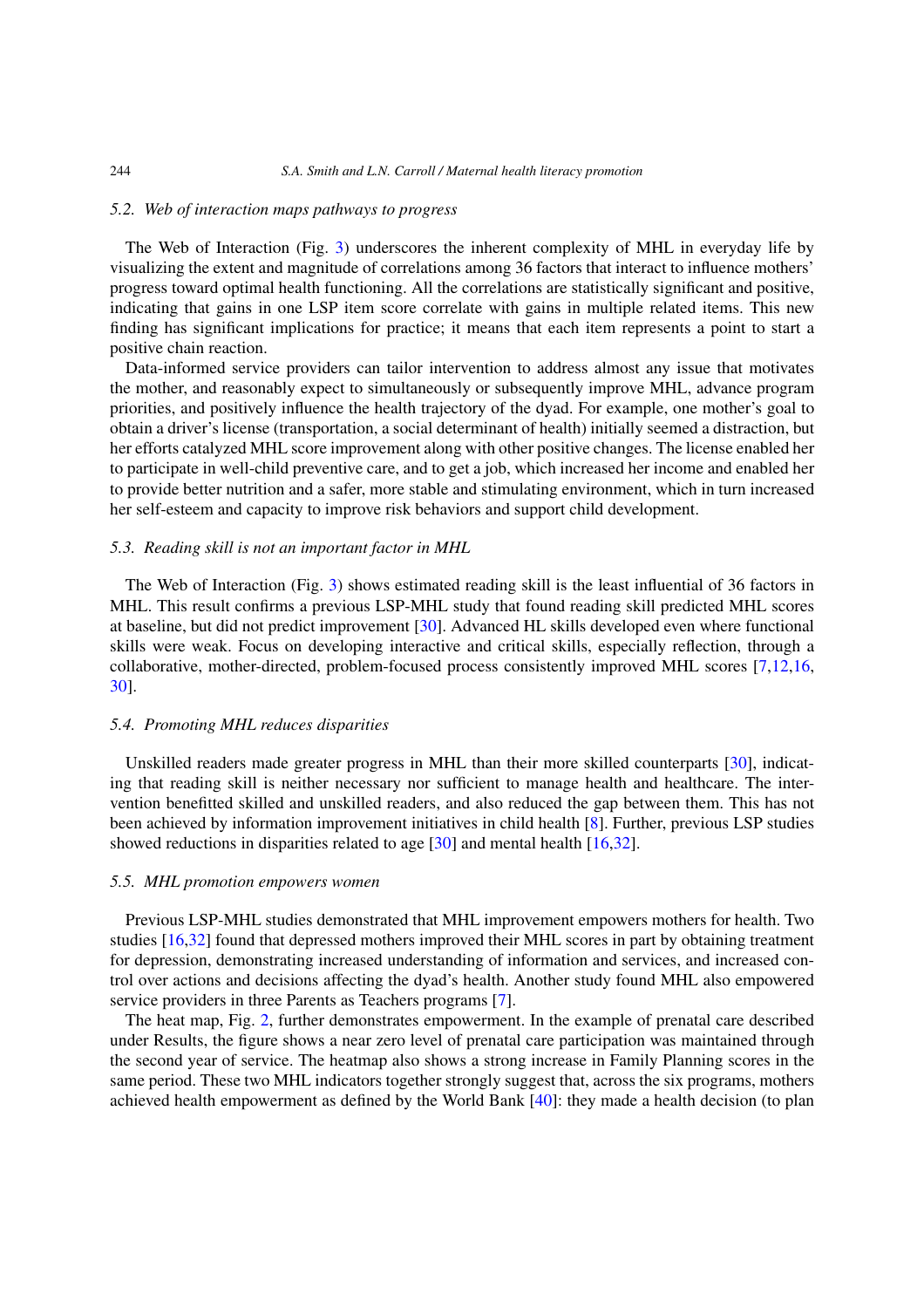### 5.2. *Web of interaction maps pathways to progress*

The Web of Interaction (Fig. 3) underscores the inherent complexity of MHL in everyday life by visualizing the extent and magnitude of correlations among 36 factors that interact to influence mothers' progress toward optimal health functioning. All the correlations are statistically significant and positive, indicating that gains in one LSP item score correlate with gains in multiple related items. This new finding has significant implications for practice; it means that each item represents a point to start a positive chain reaction.

Data-informed service providers can tailor intervention to address almost any issue that motivates the mother, and reasonably expect to simultaneously or subsequently improve MHL, advance program priorities, and positively influence the health trajectory of the dyad. For example, one mother's goal to obtain a driver's license (transportation, a social determinant of health) initially seemed a distraction, but her efforts catalyzed MHL score improvement along with other positive changes. The license enabled her to participate in well-child preventive care, and to get a job, which increased her income and enabled her to provide better nutrition and a safer, more stable and stimulating environment, which in turn increased her self-esteem and capacity to improve risk behaviors and support child development.

### 5.3. *Reading skill is not an important factor in MHL*

The Web of Interaction (Fig. 3) shows estimated reading skill is the least influential of 36 factors in MHL. This result confirms a previous LSP-MHL study that found reading skill predicted MHL scores at baseline, but did not predict improvement [30]. Advanced HL skills developed even where functional skills were weak. Focus on developing interactive and critical skills, especially reflection, through a collaborative, mother-directed, problem-focused process consistently improved MHL scores [7,12,16,30].

### 5.4. *Promoting MHL reduces disparities*

Unskilled readers made greater progress in MHL than their more skilled counterparts [30], indicating that reading skill is neither necessary nor sufficient to manage health and healthcare. The intervention benefitted skilled and unskilled readers, and also reduced the gap between them. This has not been achieved by information improvement initiatives in child health [8]. Further, previous LSP studies showed reductions in disparities related to age [30] and mental health [16,32].

### 5.5. *MHL promotion empowers women*

Previous LSP-MHL studies demonstrated that MHL improvement empowers mothers for health. Two studies [16,32] found that depressed mothers improved their MHL scores in part by obtaining treatment for depression, demonstrating increased understanding of information and services, and increased control over actions and decisions affecting the dyad's health. Another study found MHL also empowered service providers in three Parents as Teachers programs [7].

The heat map, Fig. 2, further demonstrates empowerment. In the example of prenatal care described under Results, the figure shows a near zero level of prenatal care participation was maintained through the second year of service. The heatmap also shows a strong increase in Family Planning scores in the same period. These two MHL indicators together strongly suggest that, across the six programs, mothers achieved health empowerment as defined by the World Bank [40]: they made a health decision (to plan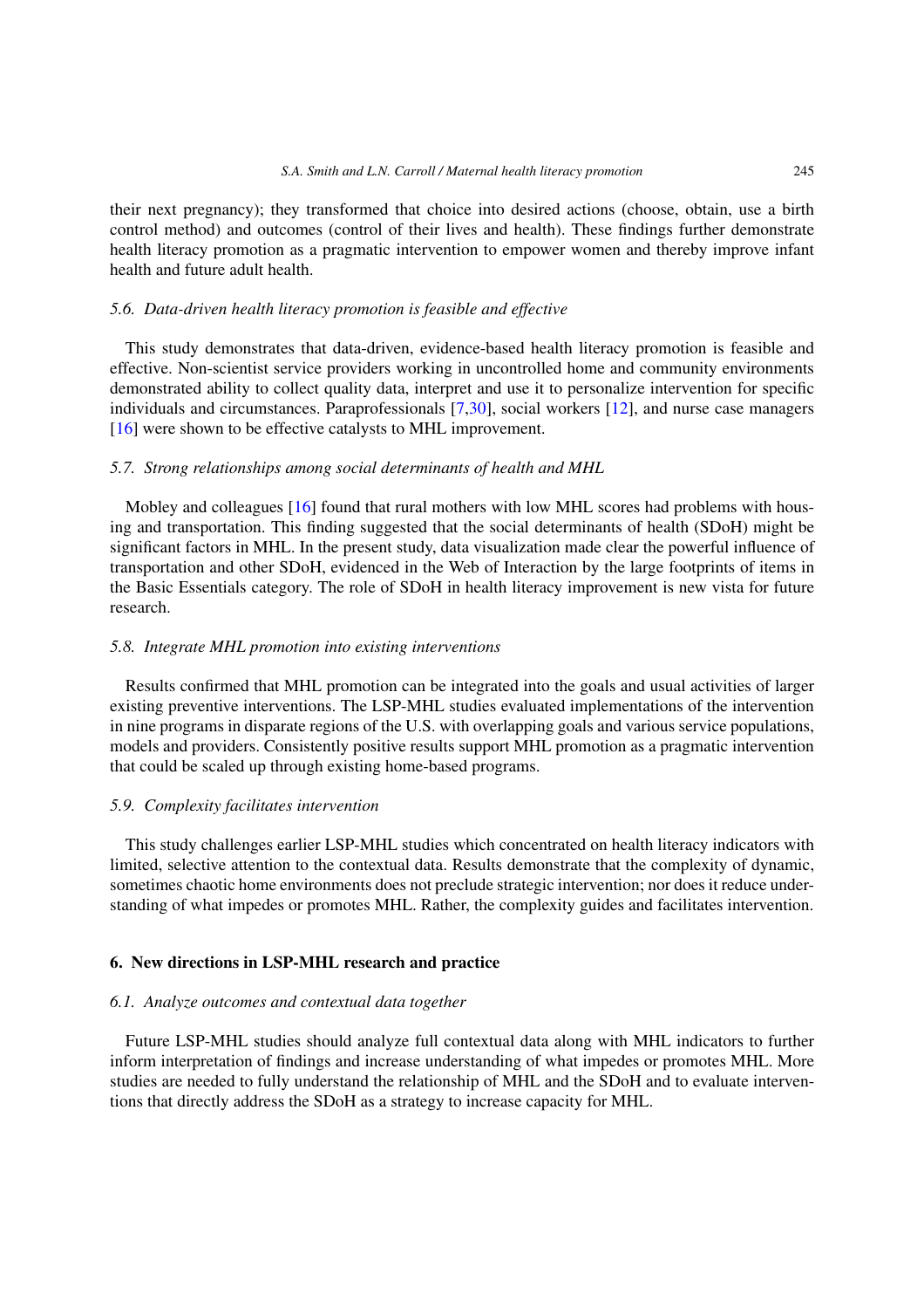their next pregnancy); they transformed that choice into desired actions (choose, obtain, use a birth control method) and outcomes (control of their lives and health). These findings further demonstrate health literacy promotion as a pragmatic intervention to empower women and thereby improve infant health and future adult health.

### 5.6. *Data-driven health literacy promotion is feasible and effective*

This study demonstrates that data-driven, evidence-based health literacy promotion is feasible and effective. Non-scientist service providers working in uncontrolled home and community environments demonstrated ability to collect quality data, interpret and use it to personalize intervention for specific individuals and circumstances. Paraprofessionals [7,30], social workers [12], and nurse case managers [16] were shown to be effective catalysts to MHL improvement.

### 5.7. *Strong relationships among social determinants of health and MHL*

Mobley and colleagues [16] found that rural mothers with low MHL scores had problems with housing and transportation. This finding suggested that the social determinants of health (SDoH) might be significant factors in MHL. In the present study, data visualization made clear the powerful influence of transportation and other SDoH, evidenced in the Web of Interaction by the large footprints of items in the Basic Essentials category. The role of SDoH in health literacy improvement is new vista for future research.

### 5.8. *Integrate MHL promotion into existing interventions*

Results confirmed that MHL promotion can be integrated into the goals and usual activities of larger existing preventive interventions. The LSP-MHL studies evaluated implementations of the intervention in nine programs in disparate regions of the U.S. with overlapping goals and various service populations, models and providers. Consistently positive results support MHL promotion as a pragmatic intervention that could be scaled up through existing home-based programs.

### 5.9. *Complexity facilitates intervention*

This study challenges earlier LSP-MHL studies which concentrated on health literacy indicators with limited, selective attention to the contextual data. Results demonstrate that the complexity of dynamic, sometimes chaotic home environments does not preclude strategic intervention; nor does it reduce understanding of what impedes or promotes MHL. Rather, the complexity guides and facilitates intervention.

## 6. New directions in LSP-MHL research and practice

### 6.1. *Analyze outcomes and contextual data together*

Future LSP-MHL studies should analyze full contextual data along with MHL indicators to further inform interpretation of findings and increase understanding of what impedes or promotes MHL. More studies are needed to fully understand the relationship of MHL and the SDoH and to evaluate interventions that directly address the SDoH as a strategy to increase capacity for MHL.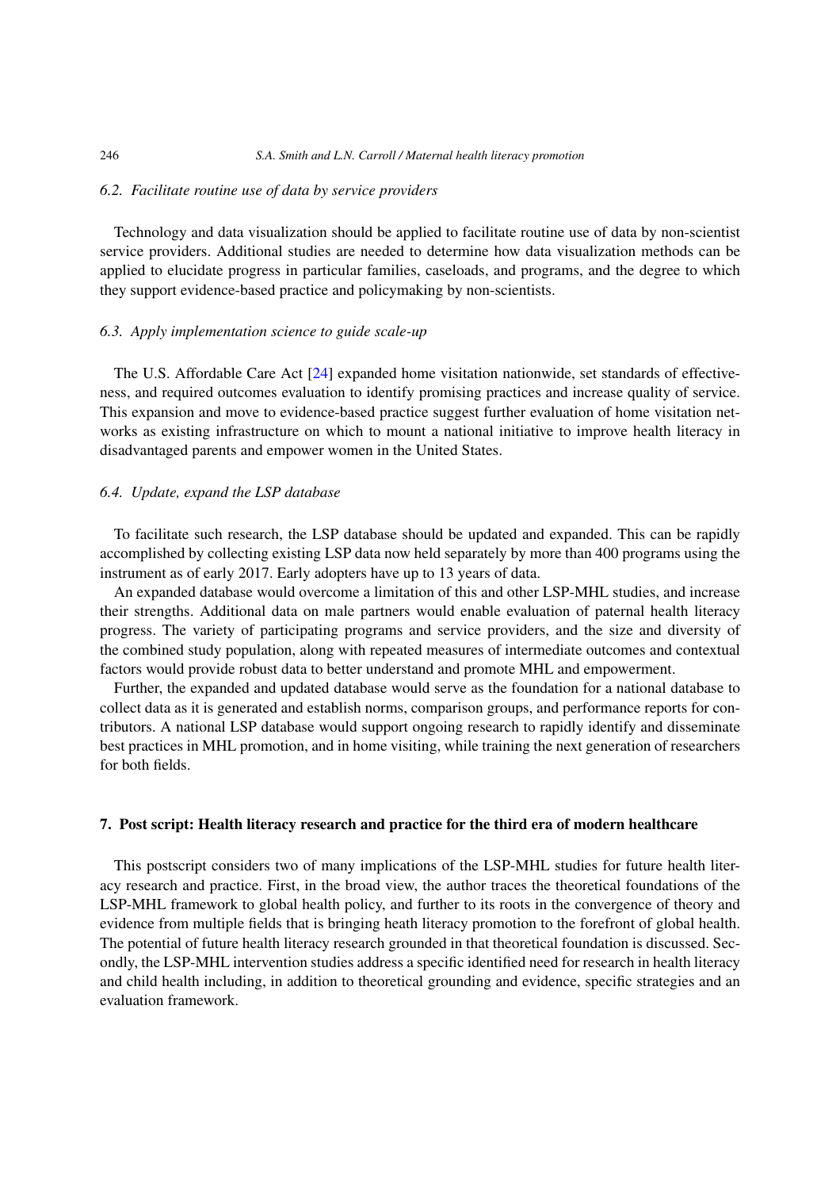### *6.2. Facilitate routine use of data by service providers*

Technology and data visualization should be applied to facilitate routine use of data by non-scientist service providers. Additional studies are needed to determine how data visualization methods can be applied to elucidate progress in particular families, caseloads, and programs, and the degree to which they support evidence-based practice and policymaking by non-scientists.

### *6.3. Apply implementation science to guide scale-up*

The U.S. Affordable Care Act [24] expanded home visitation nationwide, set standards of effectiveness, and required outcomes evaluation to identify promising practices and increase quality of service. This expansion and move to evidence-based practice suggest further evaluation of home visitation networks as existing infrastructure on which to mount a national initiative to improve health literacy in disadvantaged parents and empower women in the United States.

### *6.4. Update, expand the LSP database*

To facilitate such research, the LSP database should be updated and expanded. This can be rapidly accomplished by collecting existing LSP data now held separately by more than 400 programs using the instrument as of early 2017. Early adopters have up to 13 years of data.

An expanded database would overcome a limitation of this and other LSP-MHL studies, and increase their strengths. Additional data on male partners would enable evaluation of paternal health literacy progress. The variety of participating programs and service providers, and the size and diversity of the combined study population, along with repeated measures of intermediate outcomes and contextual factors would provide robust data to better understand and promote MHL and empowerment.

Further, the expanded and updated database would serve as the foundation for a national database to collect data as it is generated and establish norms, comparison groups, and performance reports for contributors. A national LSP database would support ongoing research to rapidly identify and disseminate best practices in MHL promotion, and in home visiting, while training the next generation of researchers for both fields.

## 7. Post script: Health literacy research and practice for the third era of modern healthcare

This postscript considers two of many implications of the LSP-MHL studies for future health literacy research and practice. First, in the broad view, the author traces the theoretical foundations of the LSP-MHL framework to global health policy, and further to its roots in the convergence of theory and evidence from multiple fields that is bringing heath literacy promotion to the forefront of global health. The potential of future health literacy research grounded in that theoretical foundation is discussed. Secondly, the LSP-MHL intervention studies address a specific identified need for research in health literacy and child health including, in addition to theoretical grounding and evidence, specific strategies and an evaluation framework.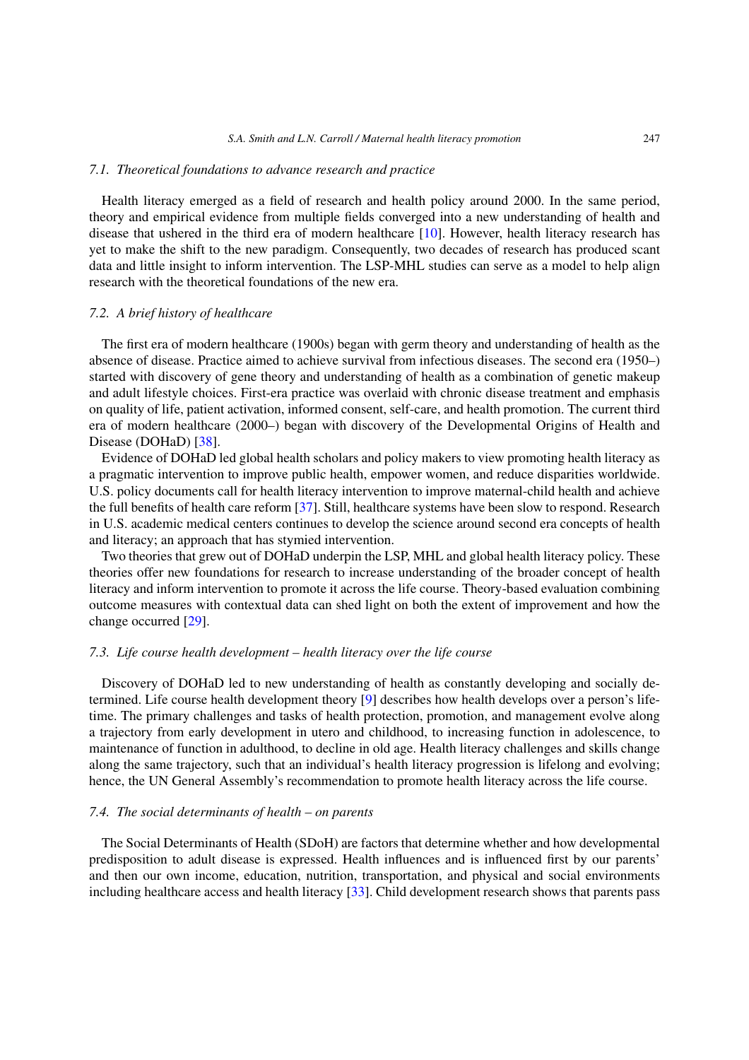### 7.1. *Theoretical foundations to advance research and practice*

Health literacy emerged as a field of research and health policy around 2000. In the same period, theory and empirical evidence from multiple fields converged into a new understanding of health and disease that ushered in the third era of modern healthcare [10]. However, health literacy research has yet to make the shift to the new paradigm. Consequently, two decades of research has produced scant data and little insight to inform intervention. The LSP-MHL studies can serve as a model to help align research with the theoretical foundations of the new era.

### 7.2. *A brief history of healthcare*

The first era of modern healthcare (1900s) began with germ theory and understanding of health as the absence of disease. Practice aimed to achieve survival from infectious diseases. The second era (1950–) started with discovery of gene theory and understanding of health as a combination of genetic makeup and adult lifestyle choices. First-era practice was overlaid with chronic disease treatment and emphasis on quality of life, patient activation, informed consent, self-care, and health promotion. The current third era of modern healthcare (2000–) began with discovery of the Developmental Origins of Health and Disease (DOHaD) [38].

Evidence of DOHaD led global health scholars and policy makers to view promoting health literacy as a pragmatic intervention to improve public health, empower women, and reduce disparities worldwide. U.S. policy documents call for health literacy intervention to improve maternal-child health and achieve the full benefits of health care reform [37]. Still, healthcare systems have been slow to respond. Research in U.S. academic medical centers continues to develop the science around second era concepts of health and literacy; an approach that has stymied intervention.

Two theories that grew out of DOHaD underpin the LSP, MHL and global health literacy policy. These theories offer new foundations for research to increase understanding of the broader concept of health literacy and inform intervention to promote it across the life course. Theory-based evaluation combining outcome measures with contextual data can shed light on both the extent of improvement and how the change occurred [29].

### 7.3. *Life course health development – health literacy over the life course*

Discovery of DOHaD led to new understanding of health as constantly developing and socially determined. Life course health development theory [9] describes how health develops over a person's lifetime. The primary challenges and tasks of health protection, promotion, and management evolve along a trajectory from early development in utero and childhood, to increasing function in adolescence, to maintenance of function in adulthood, to decline in old age. Health literacy challenges and skills change along the same trajectory, such that an individual's health literacy progression is lifelong and evolving; hence, the UN General Assembly's recommendation to promote health literacy across the life course.

### 7.4. *The social determinants of health – on parents*

The Social Determinants of Health (SDoH) are factors that determine whether and how developmental predisposition to adult disease is expressed. Health influences and is influenced first by our parents' and then our own income, education, nutrition, transportation, and physical and social environments including healthcare access and health literacy [33]. Child development research shows that parents pass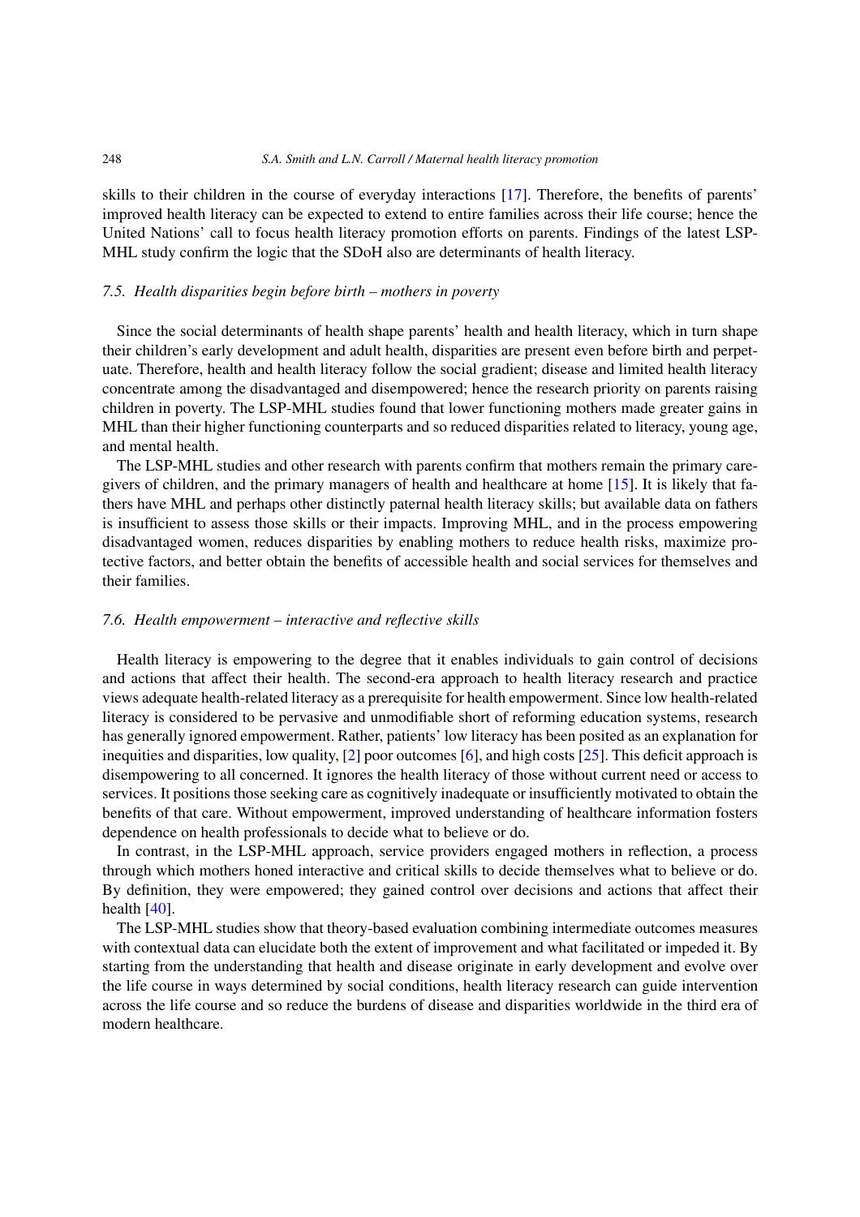skills to their children in the course of everyday interactions [17]. Therefore, the benefits of parents' improved health literacy can be expected to extend to entire families across their life course; hence the United Nations' call to focus health literacy promotion efforts on parents. Findings of the latest LSP-MHL study confirm the logic that the SDoH also are determinants of health literacy.

### *7.5. Health disparities begin before birth – mothers in poverty*

Since the social determinants of health shape parents' health and health literacy, which in turn shape their children's early development and adult health, disparities are present even before birth and perpetuate. Therefore, health and health literacy follow the social gradient; disease and limited health literacy concentrate among the disadvantaged and disempowered; hence the research priority on parents raising children in poverty. The LSP-MHL studies found that lower functioning mothers made greater gains in MHL than their higher functioning counterparts and so reduced disparities related to literacy, young age, and mental health.

The LSP-MHL studies and other research with parents confirm that mothers remain the primary caregivers of children, and the primary managers of health and healthcare at home [15]. It is likely that fathers have MHL and perhaps other distinctly paternal health literacy skills; but available data on fathers is insufficient to assess those skills or their impacts. Improving MHL, and in the process empowering disadvantaged women, reduces disparities by enabling mothers to reduce health risks, maximize protective factors, and better obtain the benefits of accessible health and social services for themselves and their families.

### *7.6. Health empowerment – interactive and reflective skills*

Health literacy is empowering to the degree that it enables individuals to gain control of decisions and actions that affect their health. The second-era approach to health literacy research and practice views adequate health-related literacy as a prerequisite for health empowerment. Since low health-related literacy is considered to be pervasive and unmodifiable short of reforming education systems, research has generally ignored empowerment. Rather, patients' low literacy has been posited as an explanation for inequities and disparities, low quality, [2] poor outcomes [6], and high costs [25]. This deficit approach is disempowering to all concerned. It ignores the health literacy of those without current need or access to services. It positions those seeking care as cognitively inadequate or insufficiently motivated to obtain the benefits of that care. Without empowerment, improved understanding of healthcare information fosters dependence on health professionals to decide what to believe or do.

In contrast, in the LSP-MHL approach, service providers engaged mothers in reflection, a process through which mothers honed interactive and critical skills to decide themselves what to believe or do. By definition, they were empowered; they gained control over decisions and actions that affect their health [40].

The LSP-MHL studies show that theory-based evaluation combining intermediate outcomes measures with contextual data can elucidate both the extent of improvement and what facilitated or impeded it. By starting from the understanding that health and disease originate in early development and evolve over the life course in ways determined by social conditions, health literacy research can guide intervention across the life course and so reduce the burdens of disease and disparities worldwide in the third era of modern healthcare.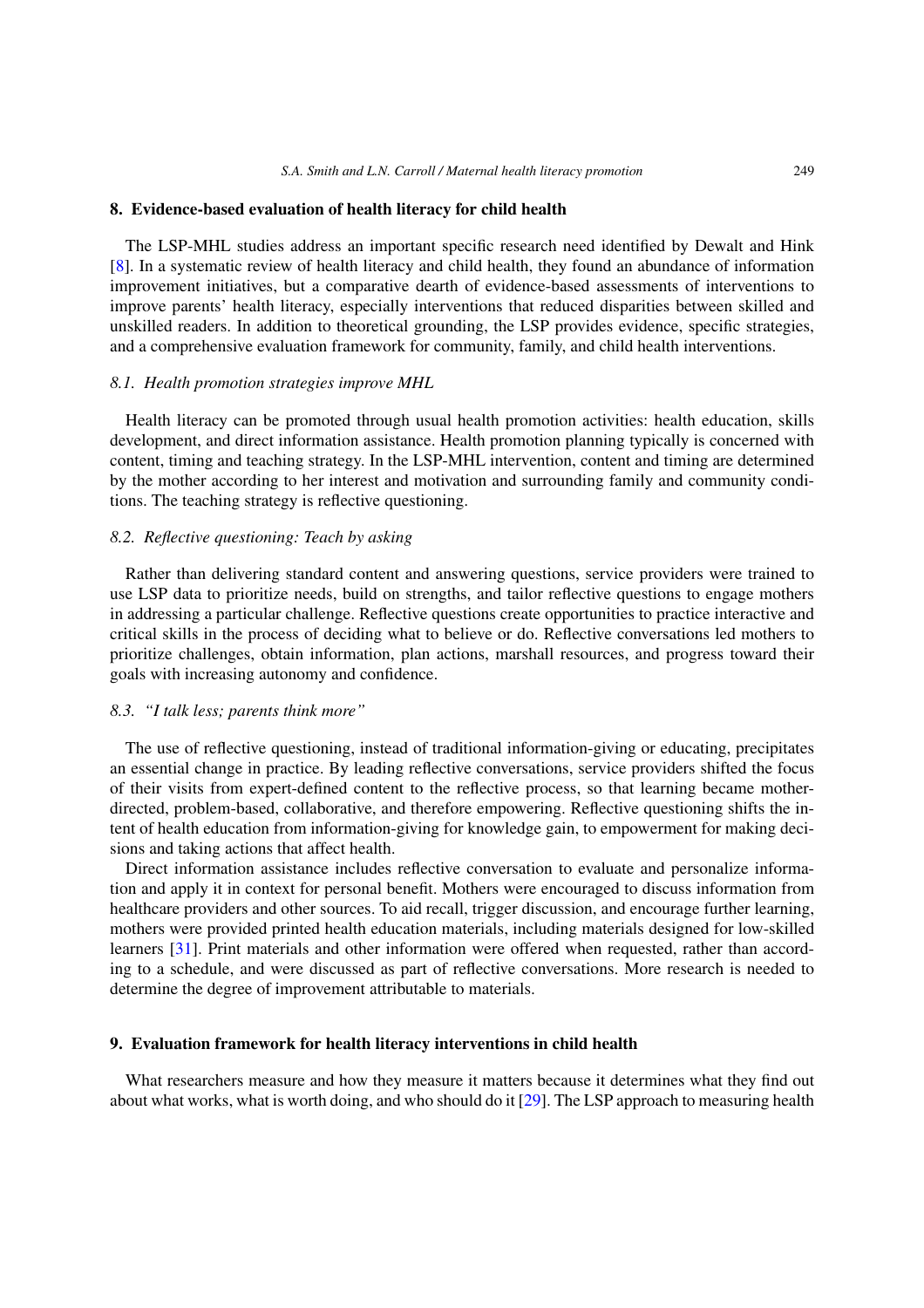## 8. Evidence-based evaluation of health literacy for child health

The LSP-MHL studies address an important specific research need identified by Dewalt and Hink [8]. In a systematic review of health literacy and child health, they found an abundance of information improvement initiatives, but a comparative dearth of evidence-based assessments of interventions to improve parents' health literacy, especially interventions that reduced disparities between skilled and unskilled readers. In addition to theoretical grounding, the LSP provides evidence, specific strategies, and a comprehensive evaluation framework for community, family, and child health interventions.

### *8.1. Health promotion strategies improve MHL*

Health literacy can be promoted through usual health promotion activities: health education, skills development, and direct information assistance. Health promotion planning typically is concerned with content, timing and teaching strategy. In the LSP-MHL intervention, content and timing are determined by the mother according to her interest and motivation and surrounding family and community conditions. The teaching strategy is reflective questioning.

### *8.2. Reflective questioning: Teach by asking*

Rather than delivering standard content and answering questions, service providers were trained to use LSP data to prioritize needs, build on strengths, and tailor reflective questions to engage mothers in addressing a particular challenge. Reflective questions create opportunities to practice interactive and critical skills in the process of deciding what to believe or do. Reflective conversations led mothers to prioritize challenges, obtain information, plan actions, marshall resources, and progress toward their goals with increasing autonomy and confidence.

### *8.3. "I talk less; parents think more"*

The use of reflective questioning, instead of traditional information-giving or educating, precipitates an essential change in practice. By leading reflective conversations, service providers shifted the focus of their visits from expert-defined content to the reflective process, so that learning became mother-directed, problem-based, collaborative, and therefore empowering. Reflective questioning shifts the intent of health education from information-giving for knowledge gain, to empowerment for making decisions and taking actions that affect health.

Direct information assistance includes reflective conversation to evaluate and personalize information and apply it in context for personal benefit. Mothers were encouraged to discuss information from healthcare providers and other sources. To aid recall, trigger discussion, and encourage further learning, mothers were provided printed health education materials, including materials designed for low-skilled learners [31]. Print materials and other information were offered when requested, rather than according to a schedule, and were discussed as part of reflective conversations. More research is needed to determine the degree of improvement attributable to materials.

## 9. Evaluation framework for health literacy interventions in child health

What researchers measure and how they measure it matters because it determines what they find out about what works, what is worth doing, and who should do it [29]. The LSP approach to measuring health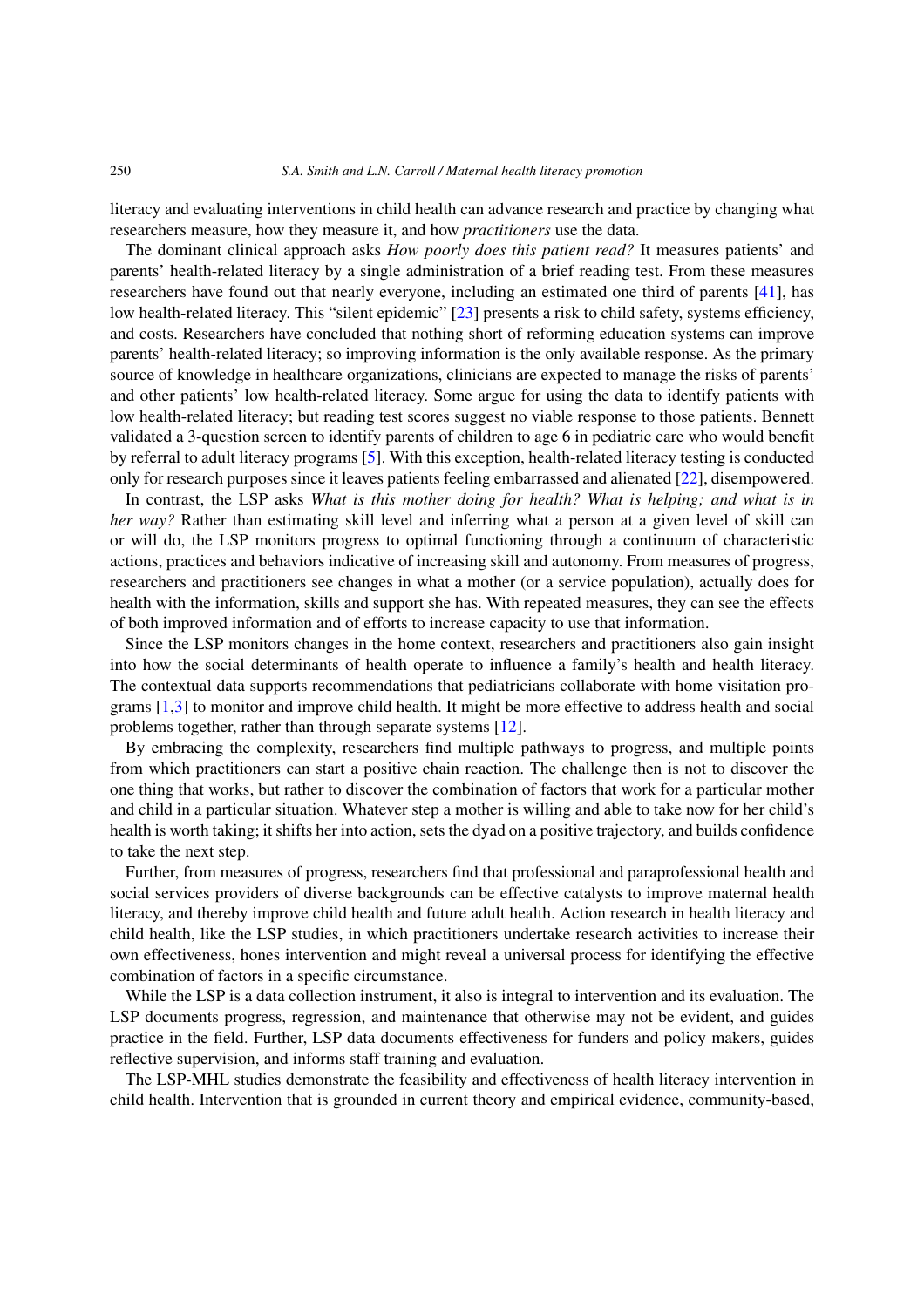literacy and evaluating interventions in child health can advance research and practice by changing what researchers measure, how they measure it, and how *practitioners* use the data.

The dominant clinical approach asks *How poorly does this patient read?* It measures patients' and parents' health-related literacy by a single administration of a brief reading test. From these measures researchers have found out that nearly everyone, including an estimated one third of parents [41], has low health-related literacy. This "silent epidemic" [23] presents a risk to child safety, systems efficiency, and costs. Researchers have concluded that nothing short of reforming education systems can improve parents' health-related literacy; so improving information is the only available response. As the primary source of knowledge in healthcare organizations, clinicians are expected to manage the risks of parents' and other patients' low health-related literacy. Some argue for using the data to identify patients with low health-related literacy; but reading test scores suggest no viable response to those patients. Bennett validated a 3-question screen to identify parents of children to age 6 in pediatric care who would benefit by referral to adult literacy programs [5]. With this exception, health-related literacy testing is conducted only for research purposes since it leaves patients feeling embarrassed and alienated [22], disempowered.

In contrast, the LSP asks *What is this mother doing for health? What is helping; and what is in her way?* Rather than estimating skill level and inferring what a person at a given level of skill can or will do, the LSP monitors progress to optimal functioning through a continuum of characteristic actions, practices and behaviors indicative of increasing skill and autonomy. From measures of progress, researchers and practitioners see changes in what a mother (or a service population), actually does for health with the information, skills and support she has. With repeated measures, they can see the effects of both improved information and of efforts to increase capacity to use that information.

Since the LSP monitors changes in the home context, researchers and practitioners also gain insight into how the social determinants of health operate to influence a family's health and health literacy. The contextual data supports recommendations that pediatricians collaborate with home visitation programs [1,3] to monitor and improve child health. It might be more effective to address health and social problems together, rather than through separate systems [12].

By embracing the complexity, researchers find multiple pathways to progress, and multiple points from which practitioners can start a positive chain reaction. The challenge then is not to discover the one thing that works, but rather to discover the combination of factors that work for a particular mother and child in a particular situation. Whatever step a mother is willing and able to take now for her child's health is worth taking; it shifts her into action, sets the dyad on a positive trajectory, and builds confidence to take the next step.

Further, from measures of progress, researchers find that professional and paraprofessional health and social services providers of diverse backgrounds can be effective catalysts to improve maternal health literacy, and thereby improve child health and future adult health. Action research in health literacy and child health, like the LSP studies, in which practitioners undertake research activities to increase their own effectiveness, hones intervention and might reveal a universal process for identifying the effective combination of factors in a specific circumstance.

While the LSP is a data collection instrument, it also is integral to intervention and its evaluation. The LSP documents progress, regression, and maintenance that otherwise may not be evident, and guides practice in the field. Further, LSP data documents effectiveness for funders and policy makers, guides reflective supervision, and informs staff training and evaluation.

The LSP-MHL studies demonstrate the feasibility and effectiveness of health literacy intervention in child health. Intervention that is grounded in current theory and empirical evidence, community-based,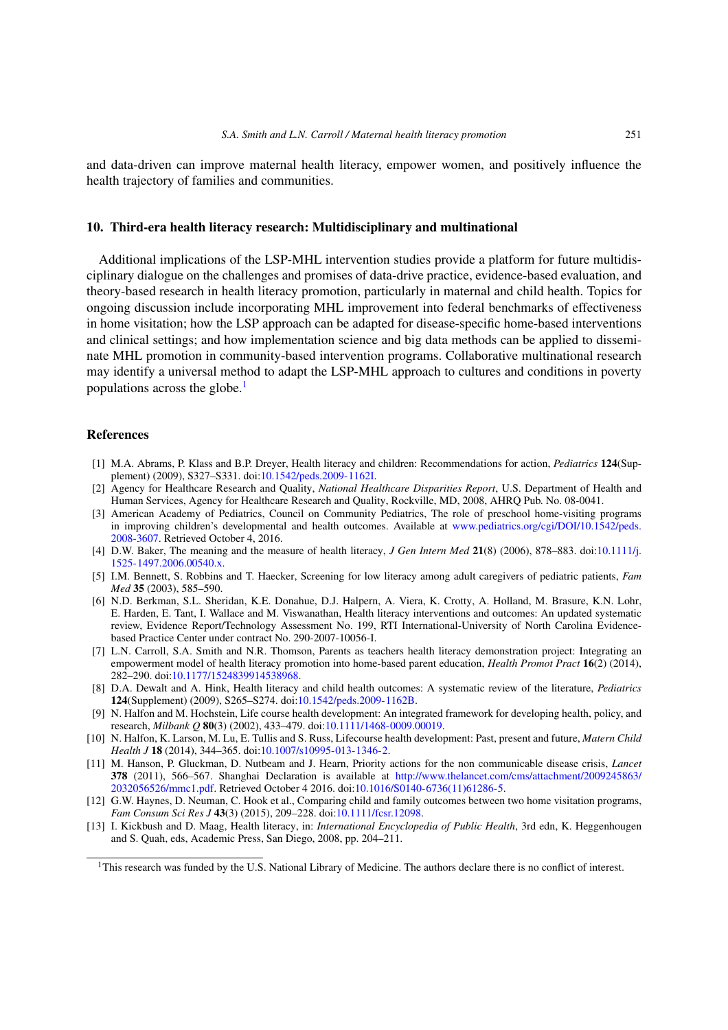and data-driven can improve maternal health literacy, empower women, and positively influence the health trajectory of families and communities.

## 10. Third-era health literacy research: Multidisciplinary and multinational

Additional implications of the LSP-MHL intervention studies provide a platform for future multidisciplinary dialogue on the challenges and promises of data-drive practice, evidence-based evaluation, and theory-based research in health literacy promotion, particularly in maternal and child health. Topics for ongoing discussion include incorporating MHL improvement into federal benchmarks of effectiveness in home visitation; how the LSP approach can be adapted for disease-specific home-based interventions and clinical settings; and how implementation science and big data methods can be applied to disseminate MHL promotion in community-based intervention programs. Collaborative multinational research may identify a universal method to adapt the LSP-MHL approach to cultures and conditions in poverty populations across the globe.[1]

## References

[1] M.A. Abrams, P. Klass and B.P. Dreyer, Health literacy and children: Recommendations for action, *Pediatrics* **124**(Supplement) (2009), S327–S331. doi:10.1542/peds.2009-1162I.

[2] Agency for Healthcare Research and Quality, *National Healthcare Disparities Report*, U.S. Department of Health and Human Services, Agency for Healthcare Research and Quality, Rockville, MD, 2008, AHRQ Pub. No. 08-0041.

[3] American Academy of Pediatrics, Council on Community Pediatrics, The role of preschool home-visiting programs in improving children's developmental and health outcomes. Available at www.pediatrics.org/cgi/DOI/10.1542/peds.2008-3607. Retrieved October 4, 2016.

[4] D.W. Baker, The meaning and the measure of health literacy, *J Gen Intern Med* **21**(8) (2006), 878–883. doi:10.1111/j.1525-1497.2006.00540.x.

[5] I.M. Bennett, S. Robbins and T. Haecker, Screening for low literacy among adult caregivers of pediatric patients, *Fam Med* **35** (2003), 585–590.

[6] N.D. Berkman, S.L. Sheridan, K.E. Donahue, D.J. Halpern, A. Viera, K. Crotty, A. Holland, M. Brasure, K.N. Lohr, E. Harden, E. Tant, I. Wallace and M. Viswanathan, Health literacy interventions and outcomes: An updated systematic review, Evidence Report/Technology Assessment No. 199, RTI International-University of North Carolina Evidence-based Practice Center under contract No. 290-2007-10056-I.

[7] L.N. Carroll, S.A. Smith and N.R. Thomson, Parents as teachers health literacy demonstration project: Integrating an empowerment model of health literacy promotion into home-based parent education, *Health Promot Pract* **16**(2) (2014), 282–290. doi:10.1177/1524839914538968.

[8] D.A. Dewalt and A. Hink, Health literacy and child health outcomes: A systematic review of the literature, *Pediatrics* **124**(Supplement) (2009), S265–S274. doi:10.1542/peds.2009-1162B.

[9] N. Halfon and M. Hochstein, Life course health development: An integrated framework for developing health, policy, and research, *Milbank Q* **80**(3) (2002), 433–479. doi:10.1111/1468-0009.00019.

[10] N. Halfon, K. Larson, M. Lu, E. Tullis and S. Russ, Lifecourse health development: Past, present and future, *Matern Child Health J* **18** (2014), 344–365. doi:10.1007/s10995-013-1346-2.

[11] M. Hanson, P. Gluckman, D. Nutbeam and J. Hearn, Priority actions for the non communicable disease crisis, *Lancet* **378** (2011), 566–567. Shanghai Declaration is available at http://www.thelancet.com/cms/attachment/2009245863/2032056526/mmc1.pdf. Retrieved October 4 2016. doi:10.1016/S0140-6736(11)61286-5.

[12] G.W. Haynes, D. Neuman, C. Hook et al., Comparing child and family outcomes between two home visitation programs, *Fam Consum Sci Res J* **43**(3) (2015), 209–228. doi:10.1111/fcsr.12098.

[13] I. Kickbush and D. Maag, Health literacy, in: *International Encyclopedia of Public Health*, 3rd edn, K. Heggenhougen and S. Quah, eds, Academic Press, San Diego, 2008, pp. 204–211.

---

[1] This research was funded by the U.S. National Library of Medicine. The authors declare there is no conflict of interest.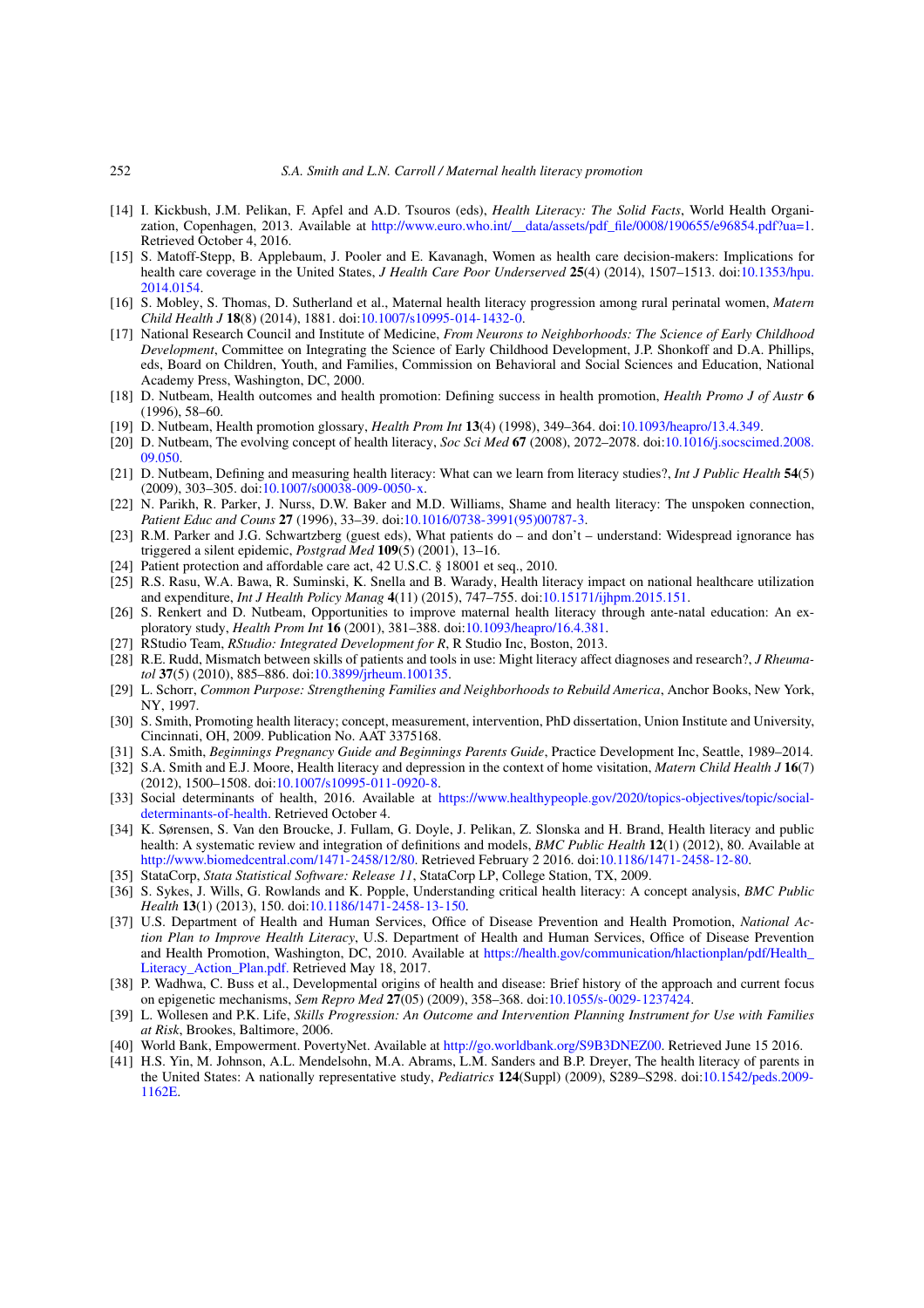[14] I. Kickbush, J.M. Pelikan, F. Apfel and A.D. Tsouros (eds), *Health Literacy: The Solid Facts*, World Health Organization, Copenhagen, 2013. Available at http://www.euro.who.int/__data/assets/pdf_file/0008/190655/e96854.pdf?ua=1. Retrieved October 4, 2016.

[15] S. Matoff-Stepp, B. Applebaum, J. Pooler and E. Kavanagh, Women as health care decision-makers: Implications for health care coverage in the United States, *J Health Care Poor Underserved* **25**(4) (2014), 1507–1513. doi:10.1353/hpu.2014.0154.

[16] S. Mobley, S. Thomas, D. Sutherland et al., Maternal health literacy progression among rural perinatal women, *Matern Child Health J* **18**(8) (2014), 1881. doi:10.1007/s10995-014-1432-0.

[17] National Research Council and Institute of Medicine, *From Neurons to Neighborhoods: The Science of Early Childhood Development*, Committee on Integrating the Science of Early Childhood Development, J.P. Shonkoff and D.A. Phillips, eds, Board on Children, Youth, and Families, Commission on Behavioral and Social Sciences and Education, National Academy Press, Washington, DC, 2000.

[18] D. Nutbeam, Health outcomes and health promotion: Defining success in health promotion, *Health Promo J of Austr* **6** (1996), 58–60.

[19] D. Nutbeam, Health promotion glossary, *Health Prom Int* **13**(4) (1998), 349–364. doi:10.1093/heapro/13.4.349.

[20] D. Nutbeam, The evolving concept of health literacy, *Soc Sci Med* **67** (2008), 2072–2078. doi:10.1016/j.socscimed.2008.09.050.

[21] D. Nutbeam, Defining and measuring health literacy: What can we learn from literacy studies?, *Int J Public Health* **54**(5) (2009), 303–305. doi:10.1007/s00038-009-0050-x.

[22] N. Parikh, R. Parker, J. Nurss, D.W. Baker and M.D. Williams, Shame and health literacy: The unspoken connection, *Patient Educ and Couns* **27** (1996), 33–39. doi:10.1016/0738-3991(95)00787-3.

[23] R.M. Parker and J.G. Schwartzberg (guest eds), What patients do – and don't – understand: Widespread ignorance has triggered a silent epidemic, *Postgrad Med* **109**(5) (2001), 13–16.

[24] Patient protection and affordable care act, 42 U.S.C. § 18001 et seq., 2010.

[25] R.S. Rasu, W.A. Bawa, R. Suminski, K. Snella and B. Warady, Health literacy impact on national healthcare utilization and expenditure, *Int J Health Policy Manag* **4**(11) (2015), 747–755. doi:10.15171/ijhpm.2015.151.

[26] S. Renkert and D. Nutbeam, Opportunities to improve maternal health literacy through ante-natal education: An exploratory study, *Health Prom Int* **16** (2001), 381–388. doi:10.1093/heapro/16.4.381.

[27] RStudio Team, *RStudio: Integrated Development for R*, R Studio Inc, Boston, 2013.

[28] R.E. Rudd, Mismatch between skills of patients and tools in use: Might literacy affect diagnoses and research?, *J Rheumatol* **37**(5) (2010), 885–886. doi:10.3899/jrheum.100135.

[29] L. Schorr, *Common Purpose: Strengthening Families and Neighborhoods to Rebuild America*, Anchor Books, New York, NY, 1997.

[30] S. Smith, Promoting health literacy; concept, measurement, intervention, PhD dissertation, Union Institute and University, Cincinnati, OH, 2009. Publication No. AAT 3375168.

[31] S.A. Smith, *Beginnings Pregnancy Guide and Beginnings Parents Guide*, Practice Development Inc, Seattle, 1989–2014.

[32] S.A. Smith and E.J. Moore, Health literacy and depression in the context of home visitation, *Matern Child Health J* **16**(7) (2012), 1500–1508. doi:10.1007/s10995-011-0920-8.

[33] Social determinants of health, 2016. Available at https://www.healthypeople.gov/2020/topics-objectives/topic/social-determinants-of-health. Retrieved October 4.

[34] K. Sørensen, S. Van den Broucke, J. Fullam, G. Doyle, J. Pelikan, Z. Slonska and H. Brand, Health literacy and public health: A systematic review and integration of definitions and models, *BMC Public Health* **12**(1) (2012), 80. Available at http://www.biomedcentral.com/1471-2458/12/80. Retrieved February 2 2016. doi:10.1186/1471-2458-12-80.

[35] StataCorp, *Stata Statistical Software: Release 11*, StataCorp LP, College Station, TX, 2009.

[36] S. Sykes, J. Wills, G. Rowlands and K. Popple, Understanding critical health literacy: A concept analysis, *BMC Public Health* **13**(1) (2013), 150. doi:10.1186/1471-2458-13-150.

[37] U.S. Department of Health and Human Services, Office of Disease Prevention and Health Promotion, *National Action Plan to Improve Health Literacy*, U.S. Department of Health and Human Services, Office of Disease Prevention and Health Promotion, Washington, DC, 2010. Available at https://health.gov/communication/hlactionplan/pdf/Health_Literacy_Action_Plan.pdf. Retrieved May 18, 2017.

[38] P. Wadhwa, C. Buss et al., Developmental origins of health and disease: Brief history of the approach and current focus on epigenetic mechanisms, *Sem Repro Med* **27**(05) (2009), 358–368. doi:10.1055/s-0029-1237424.

[39] L. Wollesen and P.K. Life, *Skills Progression: An Outcome and Intervention Planning Instrument for Use with Families at Risk*, Brookes, Baltimore, 2006.

[40] World Bank, Empowerment. PovertyNet. Available at http://go.worldbank.org/S9B3DNEZ00. Retrieved June 15 2016.

[41] H.S. Yin, M. Johnson, A.L. Mendelsohn, M.A. Abrams, L.M. Sanders and B.P. Dreyer, The health literacy of parents in the United States: A nationally representative study, *Pediatrics* **124**(Suppl) (2009), S289–S298. doi:10.1542/peds.2009-1162E.